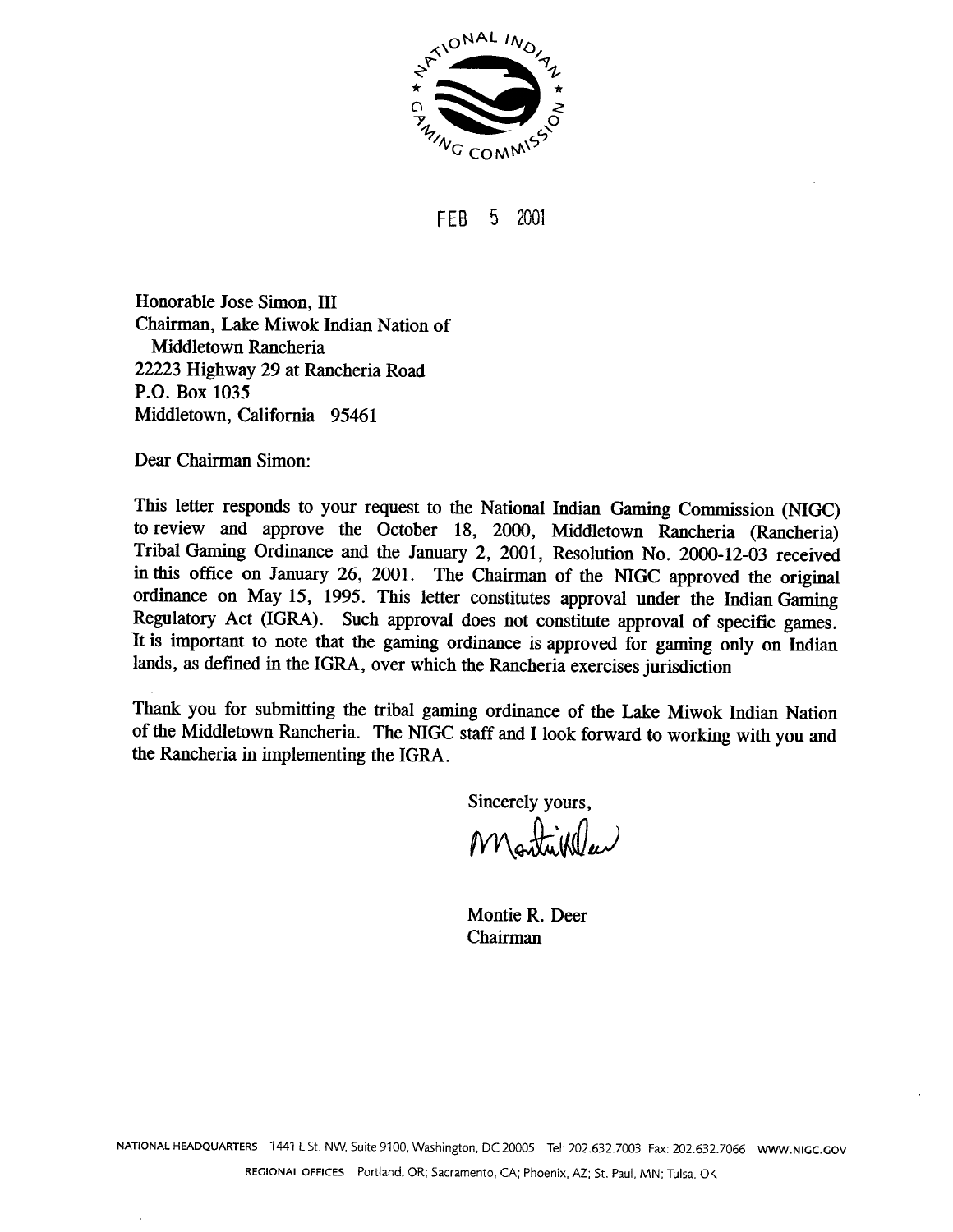NATIONAL INDIAN GAMING COMMISSION

FEB 5 2001

Honorable Jose Simon, III
Chairman, Lake Miwok Indian Nation of
Middletown Rancheria
22223 Highway 29 at Rancheria Road
P.O. Box 1035
Middletown, California 95461

Dear Chairman Simon:

This letter responds to your request to the National Indian Gaming Commission (NIGC) to review and approve the October 18, 2000, Middletown Rancheria (Rancheria) Tribal Gaming Ordinance and the January 2, 2001, Resolution No. 2000-12-03 received in this office on January 26, 2001. The Chairman of the NIGC approved the original ordinance on May 15, 1995. This letter constitutes approval under the Indian Gaming Regulatory Act (IGRA). Such approval does not constitute approval of specific games. It is important to note that the gaming ordinance is approved for gaming only on Indian lands, as defined in the IGRA, over which the Rancheria exercises jurisdiction

Thank you for submitting the tribal gaming ordinance of the Lake Miwok Indian Nation of the Middletown Rancheria. The NIGC staff and I look forward to working with you and the Rancheria in implementing the IGRA.

Sincerely yours,

Montie R. Deer
Chairman

NATIONAL HEADQUARTERS 1441 L St. NW, Suite 9100, Washington, DC 20005 Tel: 202.632.7003 Fax: 202.632.7066 WWW.NIGC.GOV

REGIONAL OFFICES Portland, OR; Sacramento, CA; Phoenix, AZ; St. Paul, MN; Tulsa, OK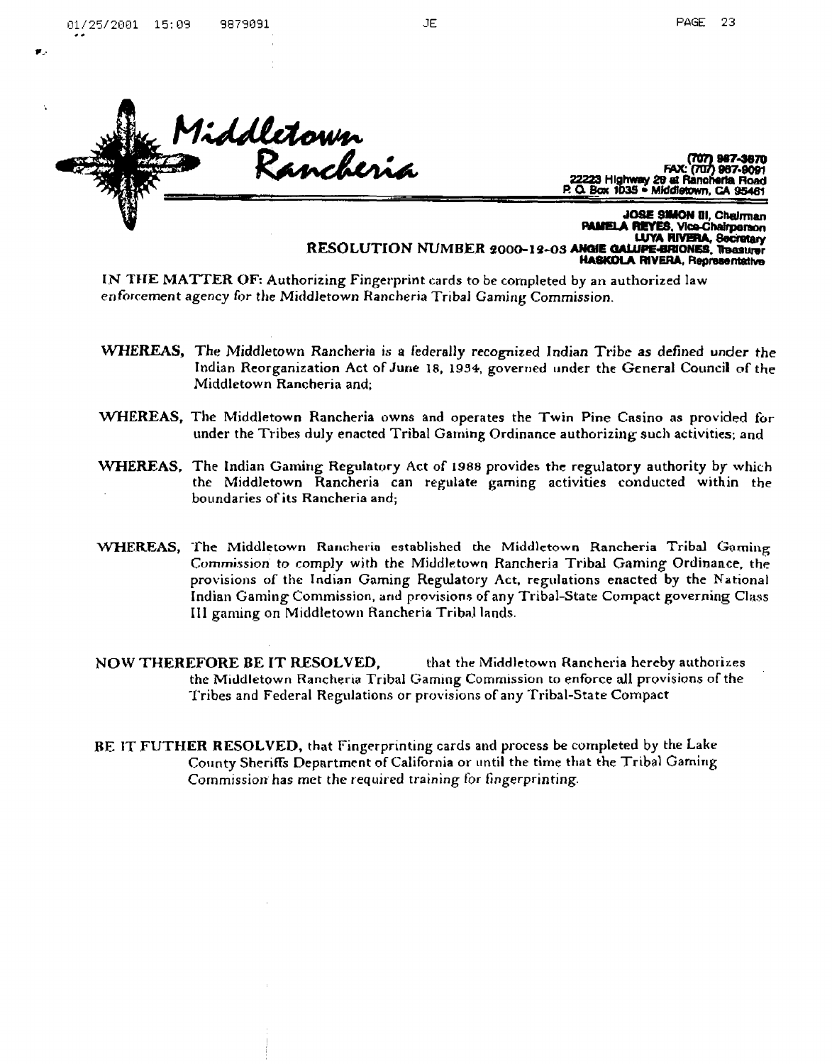Middletown Rancheria

(707) 987-3670
FAX: (707) 987-9091
22223 Highway 29 at Rancheria Road
P. O. Box 1035 • Middletown, CA 95461

**JOSE SIMON III, Chairman**
**PAMELA REYES, Vice-Chairperson**
**LUYA RIVERA, Secretary**
**ANGIE GALUPE-BRIONES, Treasurer**
**HASKOLA RIVERA, Representative**

## RESOLUTION NUMBER 2000-12-03

IN THE MATTER OF: Authorizing Fingerprint cards to be completed by an authorized law enforcement agency for the Middletown Rancheria Tribal Gaming Commission.

**WHEREAS,** The Middletown Rancheria is a federally recognized Indian Tribe as defined under the Indian Reorganization Act of June 18, 1934, governed under the General Council of the Middletown Rancheria and;

**WHEREAS,** The Middletown Rancheria owns and operates the Twin Pine Casino as provided for under the Tribes duly enacted Tribal Gaming Ordinance authorizing such activities; and

**WHEREAS,** The Indian Gaming Regulatory Act of 1988 provides the regulatory authority by which the Middletown Rancheria can regulate gaming activities conducted within the boundaries of its Rancheria and;

**WHEREAS,** The Middletown Rancheria established the Middletown Rancheria Tribal Gaming Commission to comply with the Middletown Rancheria Tribal Gaming Ordinance, the provisions of the Indian Gaming Regulatory Act, regulations enacted by the National Indian Gaming Commission, and provisions of any Tribal-State Compact governing Class III gaming on Middletown Rancheria Tribal lands.

**NOW THEREFORE BE IT RESOLVED,** that the Middletown Rancheria hereby authorizes the Middletown Rancheria Tribal Gaming Commission to enforce all provisions of the Tribes and Federal Regulations or provisions of any Tribal-State Compact

**BE IT FUTHER RESOLVED,** that Fingerprinting cards and process be completed by the Lake County Sheriffs Department of California or until the time that the Tribal Gaming Commission has met the required training for fingerprinting.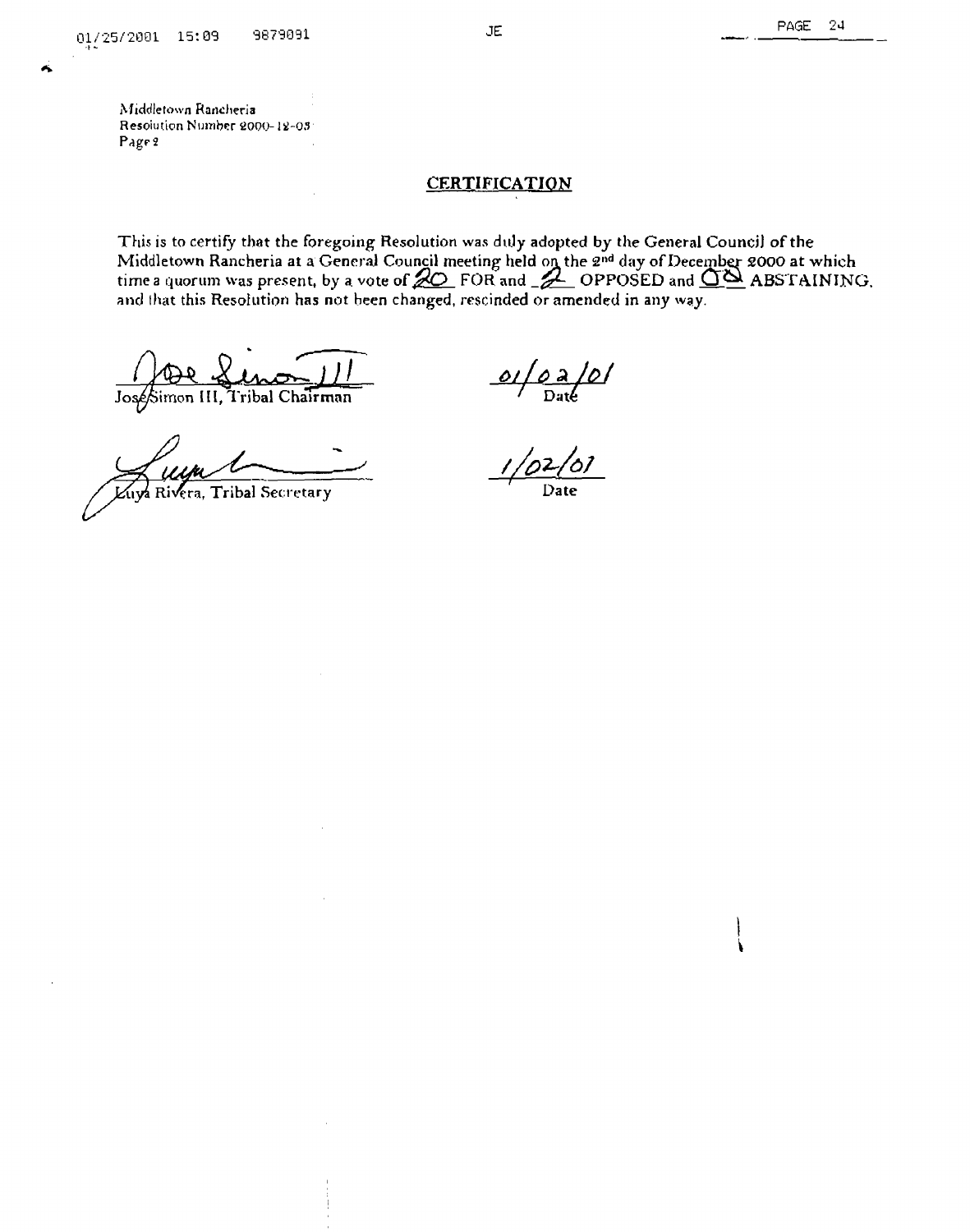Middletown Rancheria
Resolution Number 2000-12-03
Page 2

## CERTIFICATION

This is to certify that the foregoing Resolution was duly adopted by the General Council of the Middletown Rancheria at a General Council meeting held on the 2nd day of December 2000 at which time a quorum was present, by a vote of 20 FOR and 2 OPPOSED and 00 ABSTAINING, and that this Resolution has not been changed, rescinded or amended in any way.

Jose Simon III, Tribal Chairman — 01/02/01 Date

Luya Rivera, Tribal Secretary — 1/02/01 Date